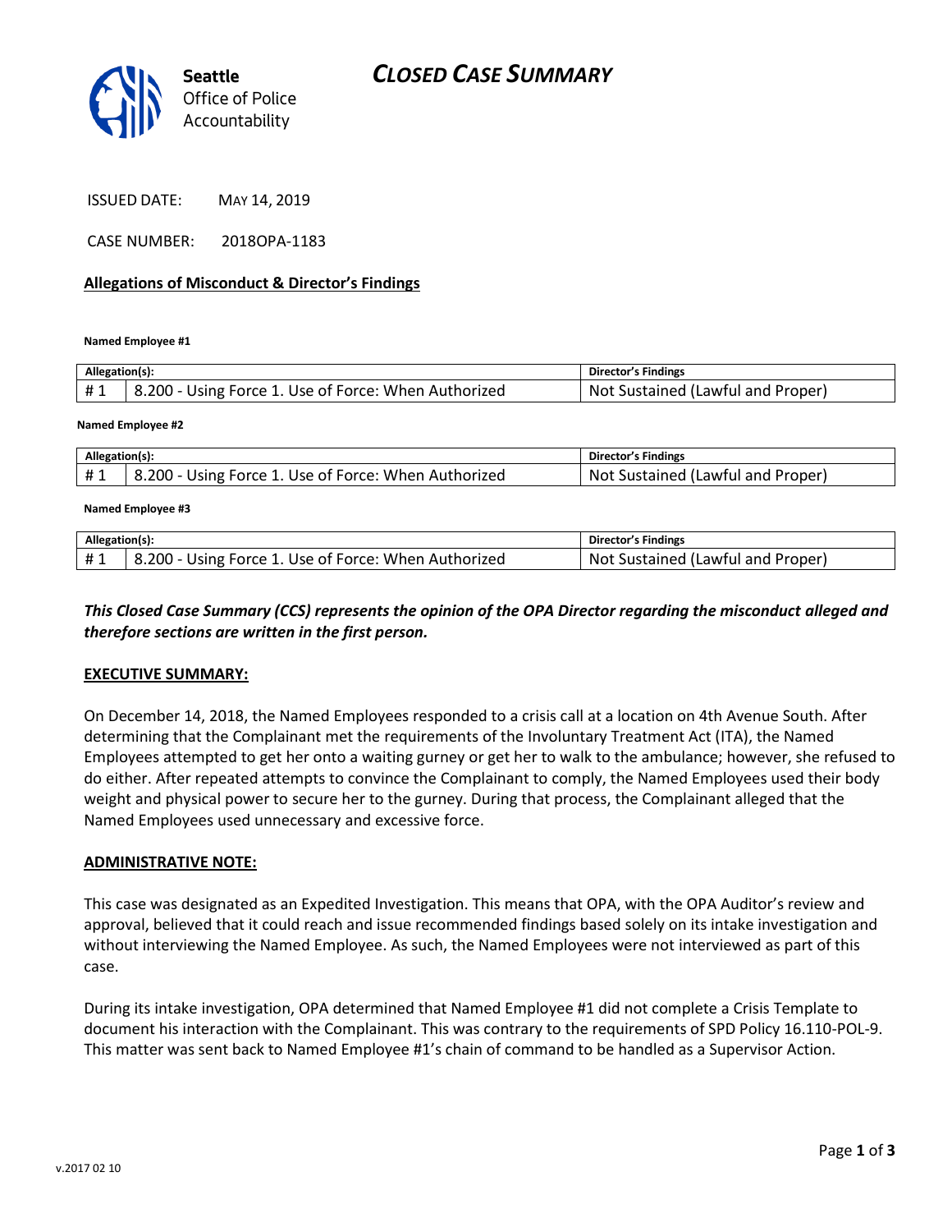Seattle Office of Police Accountability

# CLOSED CASE SUMMARY

ISSUED DATE: MAY 14, 2019

CASE NUMBER: 2018OPA-1183

## Allegations of Misconduct & Director's Findings

**Named Employee #1**

| Allegation(s): | | Director's Findings |
|---|---|---|
| # 1 | 8.200 - Using Force 1. Use of Force: When Authorized | Not Sustained (Lawful and Proper) |

**Named Employee #2**

| Allegation(s): | | Director's Findings |
|---|---|---|
| # 1 | 8.200 - Using Force 1. Use of Force: When Authorized | Not Sustained (Lawful and Proper) |

**Named Employee #3**

| Allegation(s): | | Director's Findings |
|---|---|---|
| # 1 | 8.200 - Using Force 1. Use of Force: When Authorized | Not Sustained (Lawful and Proper) |

***This Closed Case Summary (CCS) represents the opinion of the OPA Director regarding the misconduct alleged and therefore sections are written in the first person.***

## EXECUTIVE SUMMARY:

On December 14, 2018, the Named Employees responded to a crisis call at a location on 4th Avenue South. After determining that the Complainant met the requirements of the Involuntary Treatment Act (ITA), the Named Employees attempted to get her onto a waiting gurney or get her to walk to the ambulance; however, she refused to do either. After repeated attempts to convince the Complainant to comply, the Named Employees used their body weight and physical power to secure her to the gurney. During that process, the Complainant alleged that the Named Employees used unnecessary and excessive force.

## ADMINISTRATIVE NOTE:

This case was designated as an Expedited Investigation. This means that OPA, with the OPA Auditor's review and approval, believed that it could reach and issue recommended findings based solely on its intake investigation and without interviewing the Named Employee. As such, the Named Employees were not interviewed as part of this case.

During its intake investigation, OPA determined that Named Employee #1 did not complete a Crisis Template to document his interaction with the Complainant. This was contrary to the requirements of SPD Policy 16.110-POL-9. This matter was sent back to Named Employee #1's chain of command to be handled as a Supervisor Action.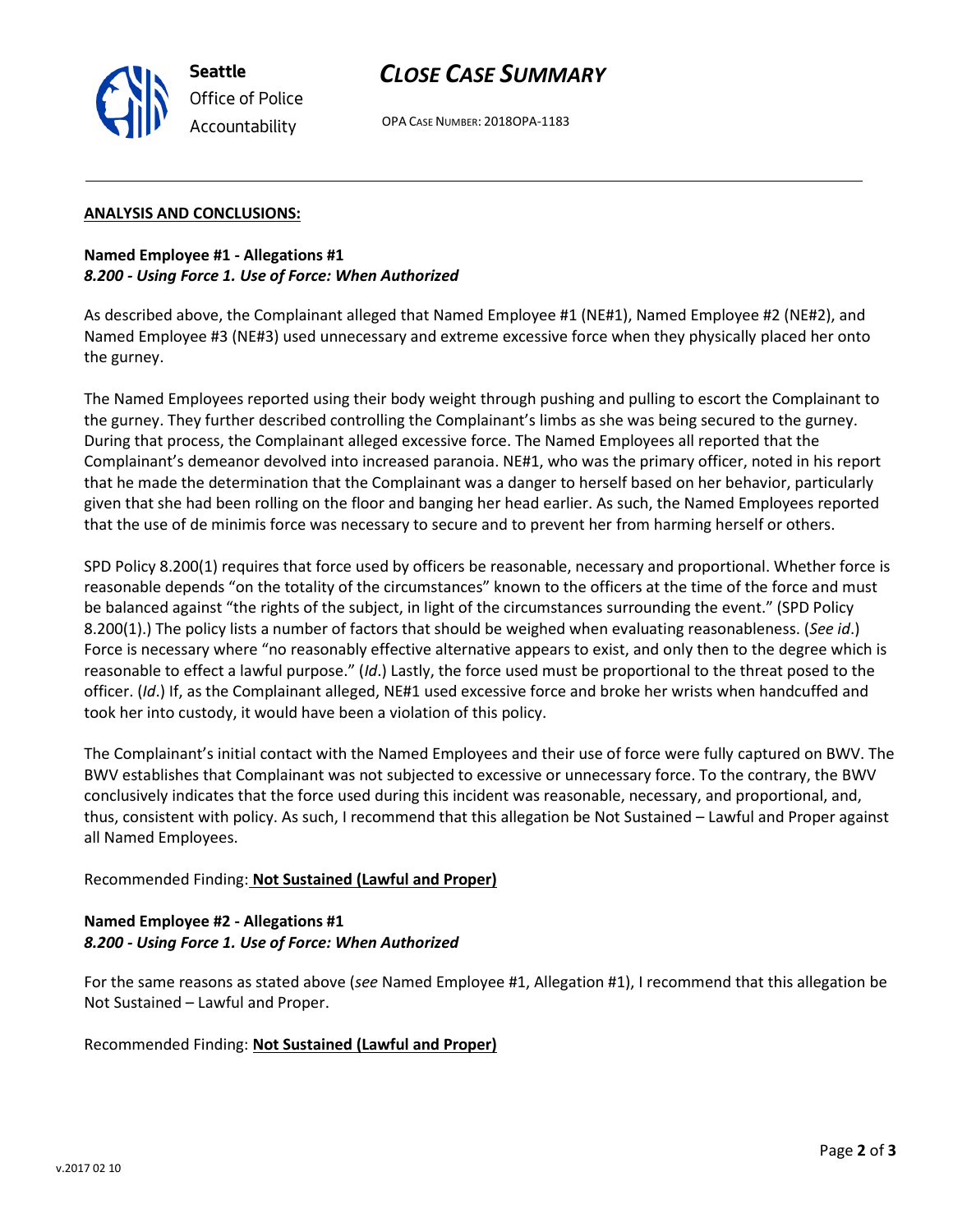## ANALYSIS AND CONCLUSIONS:

**Named Employee #1 - Allegations #1**
***8.200 - Using Force 1. Use of Force: When Authorized***

As described above, the Complainant alleged that Named Employee #1 (NE#1), Named Employee #2 (NE#2), and Named Employee #3 (NE#3) used unnecessary and extreme excessive force when they physically placed her onto the gurney.

The Named Employees reported using their body weight through pushing and pulling to escort the Complainant to the gurney. They further described controlling the Complainant's limbs as she was being secured to the gurney. During that process, the Complainant alleged excessive force. The Named Employees all reported that the Complainant's demeanor devolved into increased paranoia. NE#1, who was the primary officer, noted in his report that he made the determination that the Complainant was a danger to herself based on her behavior, particularly given that she had been rolling on the floor and banging her head earlier. As such, the Named Employees reported that the use of de minimis force was necessary to secure and to prevent her from harming herself or others.

SPD Policy 8.200(1) requires that force used by officers be reasonable, necessary and proportional. Whether force is reasonable depends "on the totality of the circumstances" known to the officers at the time of the force and must be balanced against "the rights of the subject, in light of the circumstances surrounding the event." (SPD Policy 8.200(1).) The policy lists a number of factors that should be weighed when evaluating reasonableness. (*See id*.) Force is necessary where "no reasonably effective alternative appears to exist, and only then to the degree which is reasonable to effect a lawful purpose." (*Id*.) Lastly, the force used must be proportional to the threat posed to the officer. (*Id*.) If, as the Complainant alleged, NE#1 used excessive force and broke her wrists when handcuffed and took her into custody, it would have been a violation of this policy.

The Complainant's initial contact with the Named Employees and their use of force were fully captured on BWV. The BWV establishes that Complainant was not subjected to excessive or unnecessary force. To the contrary, the BWV conclusively indicates that the force used during this incident was reasonable, necessary, and proportional, and, thus, consistent with policy. As such, I recommend that this allegation be Not Sustained – Lawful and Proper against all Named Employees.

Recommended Finding: **Not Sustained (Lawful and Proper)**

**Named Employee #2 - Allegations #1**
***8.200 - Using Force 1. Use of Force: When Authorized***

For the same reasons as stated above (*see* Named Employee #1, Allegation #1), I recommend that this allegation be Not Sustained – Lawful and Proper.

Recommended Finding: **Not Sustained (Lawful and Proper)**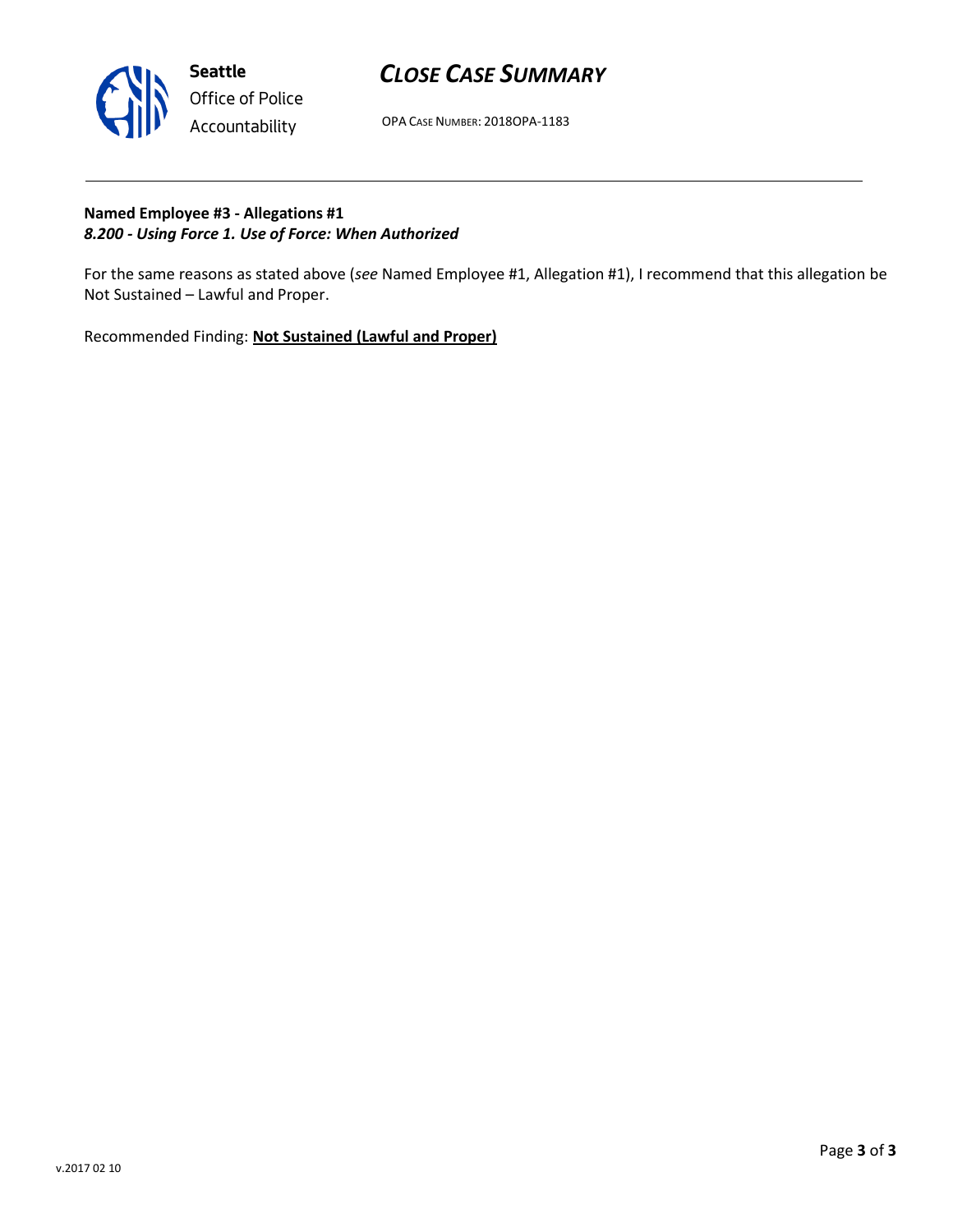**Named Employee #3 - Allegations #1**
***8.200 - Using Force 1. Use of Force: When Authorized***

For the same reasons as stated above (*see* Named Employee #1, Allegation #1), I recommend that this allegation be Not Sustained – Lawful and Proper.

Recommended Finding: **Not Sustained (Lawful and Proper)**